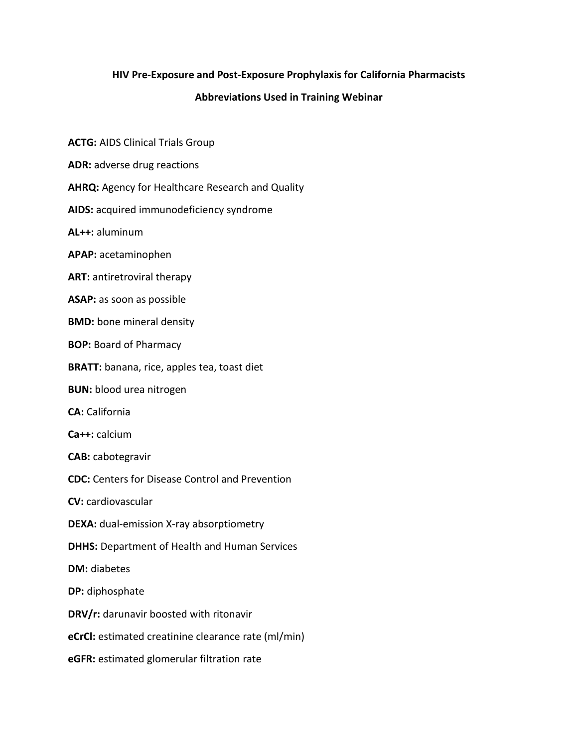**HIV Pre-Exposure and Post-Exposure Prophylaxis for California Pharmacists**

**Abbreviations Used in Training Webinar**

**ACTG:** AIDS Clinical Trials Group

**ADR:** adverse drug reactions

**AHRQ:** Agency for Healthcare Research and Quality

**AIDS:** acquired immunodeficiency syndrome

**AL++:** aluminum

**APAP:** acetaminophen

**ART:** antiretroviral therapy

**ASAP:** as soon as possible

**BMD:** bone mineral density

**BOP:** Board of Pharmacy

**BRATT:** banana, rice, apples tea, toast diet

**BUN:** blood urea nitrogen

**CA:** California

**Ca++:** calcium

**CAB:** cabotegravir

**CDC:** Centers for Disease Control and Prevention

**CV:** cardiovascular

**DEXA:** dual-emission X-ray absorptiometry

**DHHS:** Department of Health and Human Services

**DM:** diabetes

**DP:** diphosphate

**DRV/r:** darunavir boosted with ritonavir

**eCrCl:** estimated creatinine clearance rate (ml/min)

**eGFR:** estimated glomerular filtration rate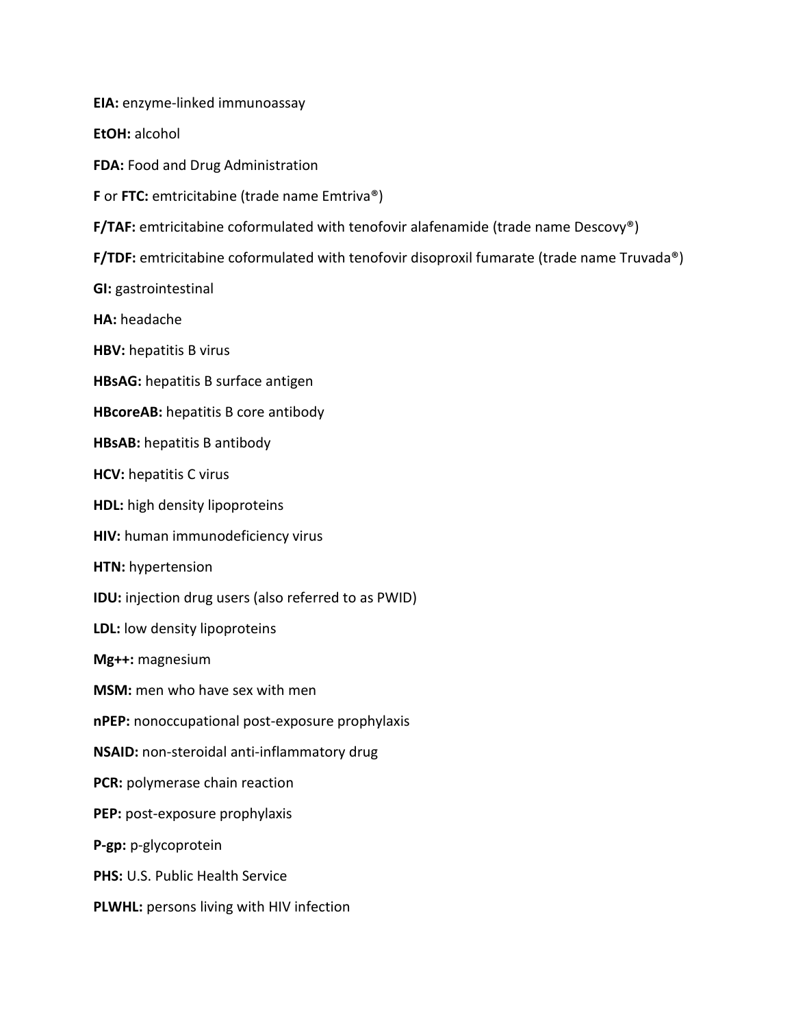**EIA:** enzyme-linked immunoassay

**EtOH:** alcohol

**FDA:** Food and Drug Administration

**F** or **FTC:** emtricitabine (trade name Emtriva®)

**F/TAF:** emtricitabine coformulated with tenofovir alafenamide (trade name Descovy®)

**F/TDF:** emtricitabine coformulated with tenofovir disoproxil fumarate (trade name Truvada®)

**GI:** gastrointestinal

**HA:** headache

**HBV:** hepatitis B virus

**HBsAG:** hepatitis B surface antigen

**HBcoreAB:** hepatitis B core antibody

**HBsAB:** hepatitis B antibody

**HCV:** hepatitis C virus

**HDL:** high density lipoproteins

**HIV:** human immunodeficiency virus

**HTN:** hypertension

**IDU:** injection drug users (also referred to as PWID)

**LDL:** low density lipoproteins

**Mg++:** magnesium

**MSM:** men who have sex with men

**nPEP:** nonoccupational post-exposure prophylaxis

**NSAID:** non-steroidal anti-inflammatory drug

**PCR:** polymerase chain reaction

**PEP:** post-exposure prophylaxis

**P-gp:** p-glycoprotein

**PHS:** U.S. Public Health Service

**PLWHL:** persons living with HIV infection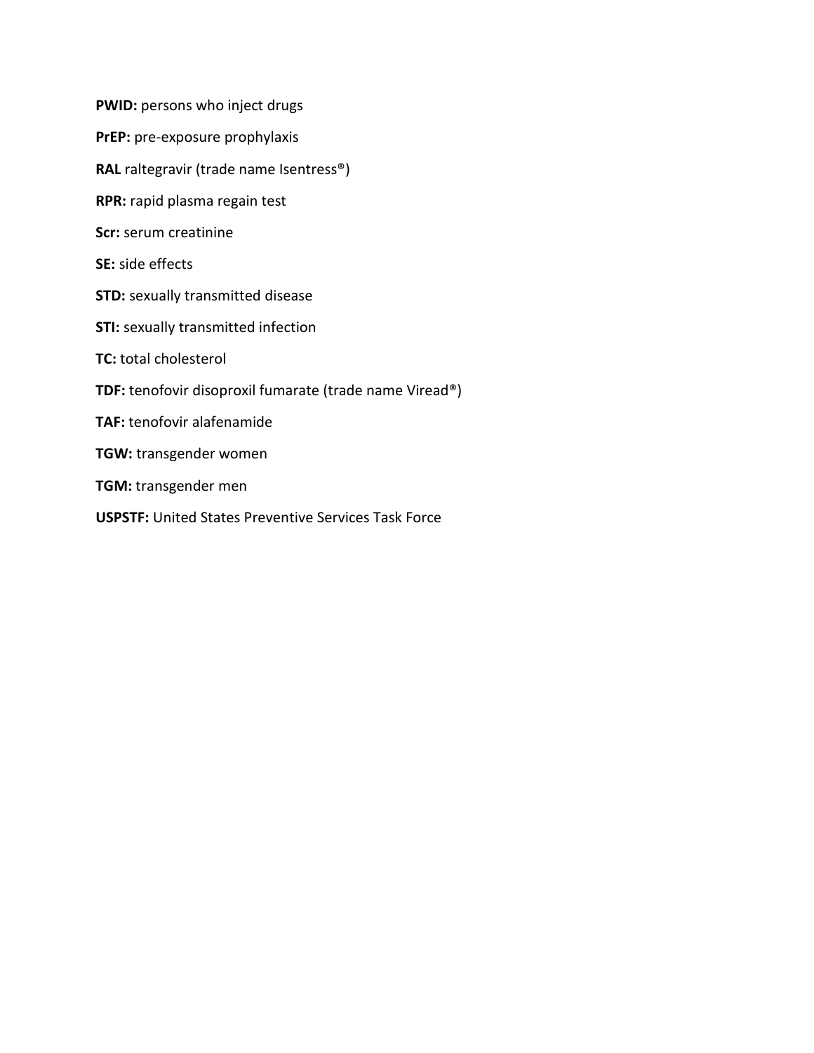**PWID:** persons who inject drugs

**PrEP:** pre-exposure prophylaxis

**RAL** raltegravir (trade name Isentress®)

**RPR:** rapid plasma regain test

**Scr:** serum creatinine

**SE:** side effects

**STD:** sexually transmitted disease

**STI:** sexually transmitted infection

**TC:** total cholesterol

**TDF:** tenofovir disoproxil fumarate (trade name Viread®)

**TAF:** tenofovir alafenamide

**TGW:** transgender women

**TGM:** transgender men

**USPSTF:** United States Preventive Services Task Force